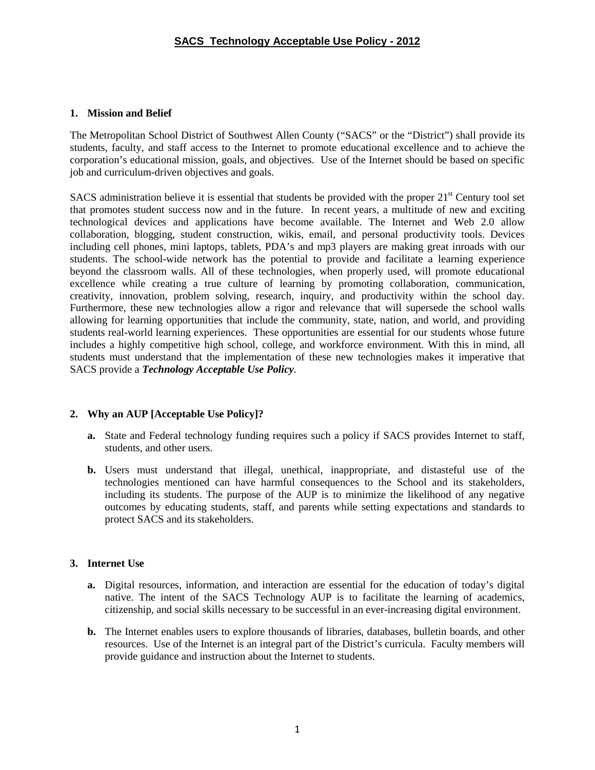# SACS Technology Acceptable Use Policy - 2012

## 1. Mission and Belief

The Metropolitan School District of Southwest Allen County ("SACS" or the "District") shall provide its students, faculty, and staff access to the Internet to promote educational excellence and to achieve the corporation's educational mission, goals, and objectives. Use of the Internet should be based on specific job and curriculum-driven objectives and goals.

SACS administration believe it is essential that students be provided with the proper 21st Century tool set that promotes student success now and in the future. In recent years, a multitude of new and exciting technological devices and applications have become available. The Internet and Web 2.0 allow collaboration, blogging, student construction, wikis, email, and personal productivity tools. Devices including cell phones, mini laptops, tablets, PDA's and mp3 players are making great inroads with our students. The school-wide network has the potential to provide and facilitate a learning experience beyond the classroom walls. All of these technologies, when properly used, will promote educational excellence while creating a true culture of learning by promoting collaboration, communication, creativity, innovation, problem solving, research, inquiry, and productivity within the school day. Furthermore, these new technologies allow a rigor and relevance that will supersede the school walls allowing for learning opportunities that include the community, state, nation, and world, and providing students real-world learning experiences. These opportunities are essential for our students whose future includes a highly competitive high school, college, and workforce environment. With this in mind, all students must understand that the implementation of these new technologies makes it imperative that SACS provide a ***Technology Acceptable Use Policy***.

## 2. Why an AUP [Acceptable Use Policy]?

**a.** State and Federal technology funding requires such a policy if SACS provides Internet to staff, students, and other users.

**b.** Users must understand that illegal, unethical, inappropriate, and distasteful use of the technologies mentioned can have harmful consequences to the School and its stakeholders, including its students. The purpose of the AUP is to minimize the likelihood of any negative outcomes by educating students, staff, and parents while setting expectations and standards to protect SACS and its stakeholders.

## 3. Internet Use

**a.** Digital resources, information, and interaction are essential for the education of today's digital native. The intent of the SACS Technology AUP is to facilitate the learning of academics, citizenship, and social skills necessary to be successful in an ever-increasing digital environment.

**b.** The Internet enables users to explore thousands of libraries, databases, bulletin boards, and other resources. Use of the Internet is an integral part of the District's curricula. Faculty members will provide guidance and instruction about the Internet to students.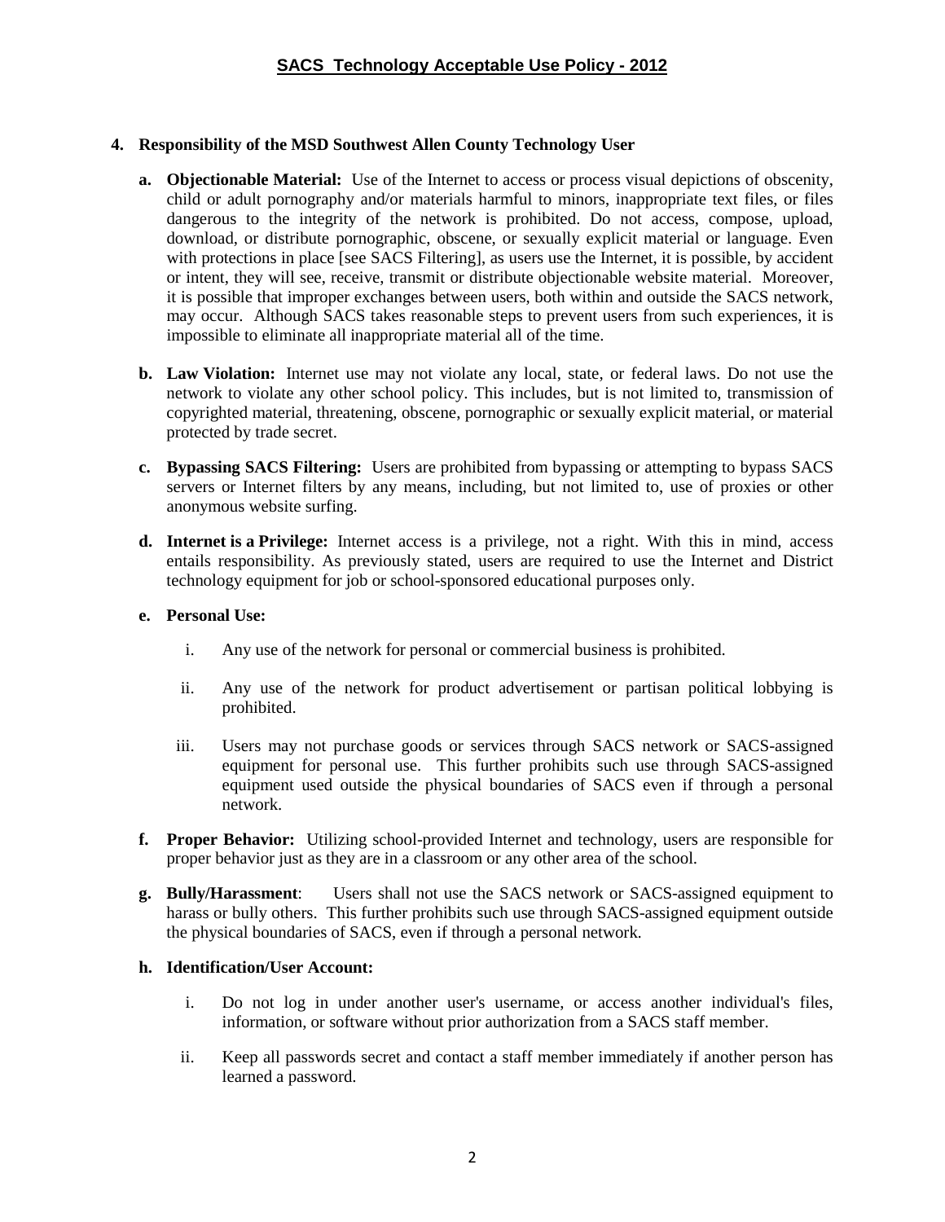**4. Responsibility of the MSD Southwest Allen County Technology User**

**a. Objectionable Material:** Use of the Internet to access or process visual depictions of obscenity, child or adult pornography and/or materials harmful to minors, inappropriate text files, or files dangerous to the integrity of the network is prohibited. Do not access, compose, upload, download, or distribute pornographic, obscene, or sexually explicit material or language. Even with protections in place [see SACS Filtering], as users use the Internet, it is possible, by accident or intent, they will see, receive, transmit or distribute objectionable website material. Moreover, it is possible that improper exchanges between users, both within and outside the SACS network, may occur. Although SACS takes reasonable steps to prevent users from such experiences, it is impossible to eliminate all inappropriate material all of the time.

**b. Law Violation:** Internet use may not violate any local, state, or federal laws. Do not use the network to violate any other school policy. This includes, but is not limited to, transmission of copyrighted material, threatening, obscene, pornographic or sexually explicit material, or material protected by trade secret.

**c. Bypassing SACS Filtering:** Users are prohibited from bypassing or attempting to bypass SACS servers or Internet filters by any means, including, but not limited to, use of proxies or other anonymous website surfing.

**d. Internet is a Privilege:** Internet access is a privilege, not a right. With this in mind, access entails responsibility. As previously stated, users are required to use the Internet and District technology equipment for job or school-sponsored educational purposes only.

**e. Personal Use:**

i. Any use of the network for personal or commercial business is prohibited.

ii. Any use of the network for product advertisement or partisan political lobbying is prohibited.

iii. Users may not purchase goods or services through SACS network or SACS-assigned equipment for personal use. This further prohibits such use through SACS-assigned equipment used outside the physical boundaries of SACS even if through a personal network.

**f. Proper Behavior:** Utilizing school-provided Internet and technology, users are responsible for proper behavior just as they are in a classroom or any other area of the school.

**g. Bully/Harassment**: Users shall not use the SACS network or SACS-assigned equipment to harass or bully others. This further prohibits such use through SACS-assigned equipment outside the physical boundaries of SACS, even if through a personal network.

**h. Identification/User Account:**

i. Do not log in under another user's username, or access another individual's files, information, or software without prior authorization from a SACS staff member.

ii. Keep all passwords secret and contact a staff member immediately if another person has learned a password.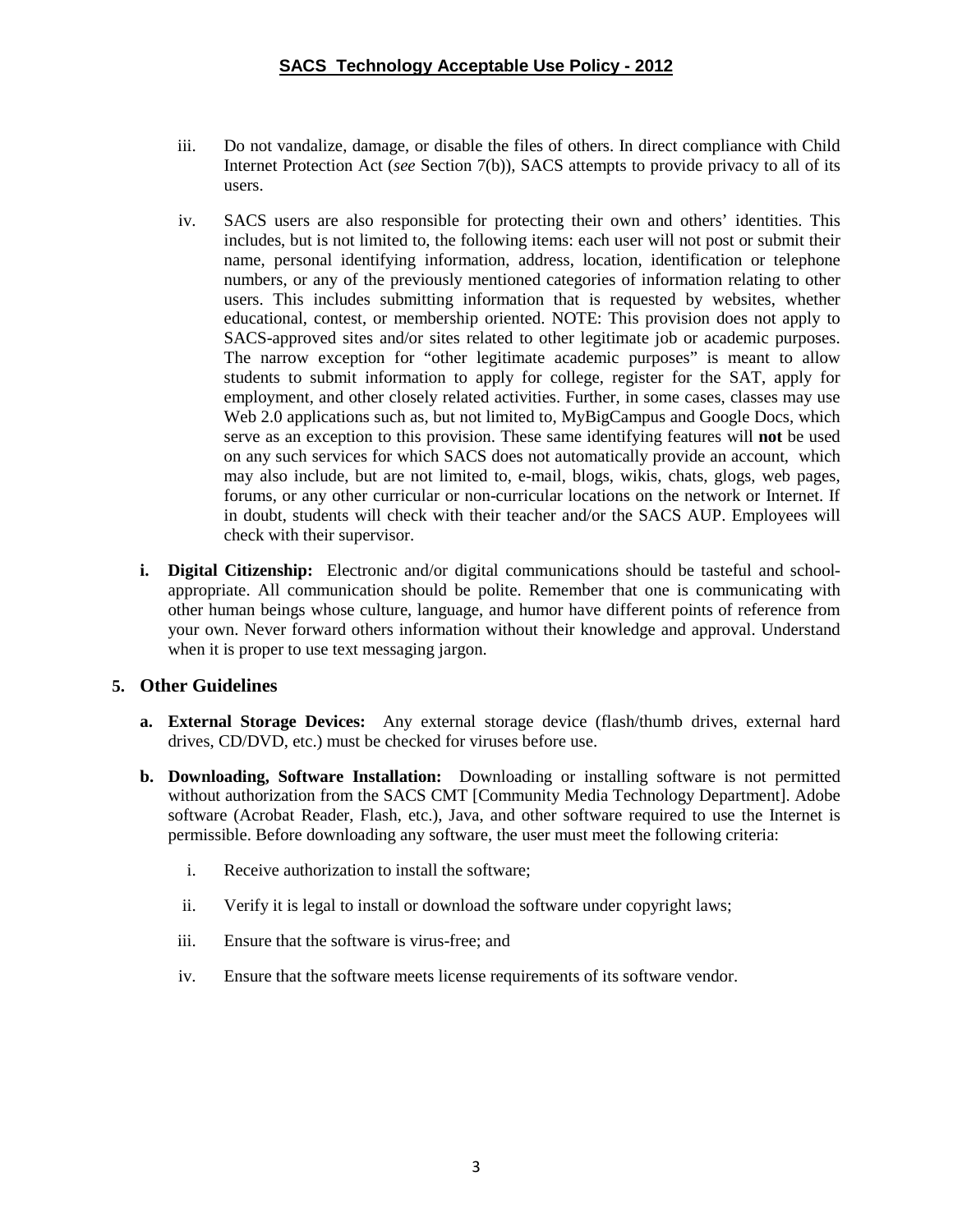iii. Do not vandalize, damage, or disable the files of others. In direct compliance with Child Internet Protection Act (*see* Section 7(b)), SACS attempts to provide privacy to all of its users.

iv. SACS users are also responsible for protecting their own and others' identities. This includes, but is not limited to, the following items: each user will not post or submit their name, personal identifying information, address, location, identification or telephone numbers, or any of the previously mentioned categories of information relating to other users. This includes submitting information that is requested by websites, whether educational, contest, or membership oriented. NOTE: This provision does not apply to SACS-approved sites and/or sites related to other legitimate job or academic purposes. The narrow exception for "other legitimate academic purposes" is meant to allow students to submit information to apply for college, register for the SAT, apply for employment, and other closely related activities. Further, in some cases, classes may use Web 2.0 applications such as, but not limited to, MyBigCampus and Google Docs, which serve as an exception to this provision. These same identifying features will **not** be used on any such services for which SACS does not automatically provide an account, which may also include, but are not limited to, e-mail, blogs, wikis, chats, glogs, web pages, forums, or any other curricular or non-curricular locations on the network or Internet. If in doubt, students will check with their teacher and/or the SACS AUP. Employees will check with their supervisor.

**i. Digital Citizenship:** Electronic and/or digital communications should be tasteful and school-appropriate. All communication should be polite. Remember that one is communicating with other human beings whose culture, language, and humor have different points of reference from your own. Never forward others information without their knowledge and approval. Understand when it is proper to use text messaging jargon.

## 5. Other Guidelines

**a. External Storage Devices:** Any external storage device (flash/thumb drives, external hard drives, CD/DVD, etc.) must be checked for viruses before use.

**b. Downloading, Software Installation:** Downloading or installing software is not permitted without authorization from the SACS CMT [Community Media Technology Department]. Adobe software (Acrobat Reader, Flash, etc.), Java, and other software required to use the Internet is permissible. Before downloading any software, the user must meet the following criteria:

i. Receive authorization to install the software;

ii. Verify it is legal to install or download the software under copyright laws;

iii. Ensure that the software is virus-free; and

iv. Ensure that the software meets license requirements of its software vendor.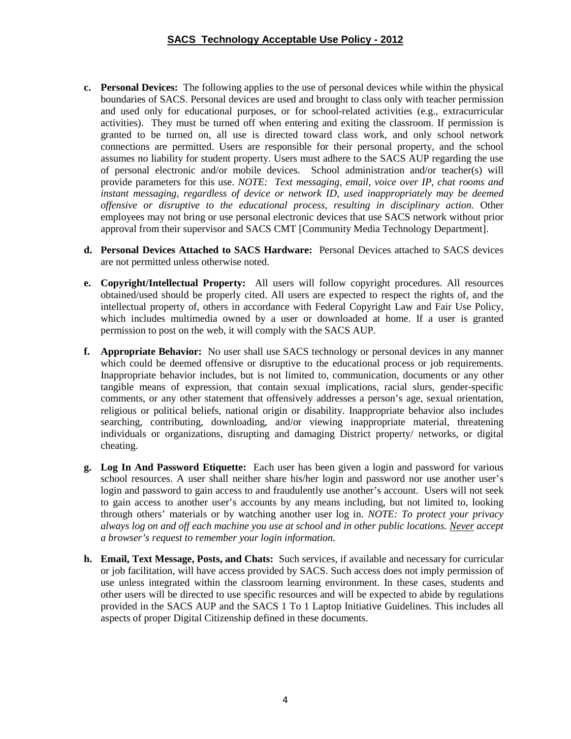**c. Personal Devices:** The following applies to the use of personal devices while within the physical boundaries of SACS. Personal devices are used and brought to class only with teacher permission and used only for educational purposes, or for school-related activities (e.g., extracurricular activities). They must be turned off when entering and exiting the classroom. If permission is granted to be turned on, all use is directed toward class work, and only school network connections are permitted. Users are responsible for their personal property, and the school assumes no liability for student property. Users must adhere to the SACS AUP regarding the use of personal electronic and/or mobile devices. School administration and/or teacher(s) will provide parameters for this use. *NOTE: Text messaging, email, voice over IP, chat rooms and instant messaging, regardless of device or network ID, used inappropriately may be deemed offensive or disruptive to the educational process, resulting in disciplinary action.* Other employees may not bring or use personal electronic devices that use SACS network without prior approval from their supervisor and SACS CMT [Community Media Technology Department].

**d. Personal Devices Attached to SACS Hardware:** Personal Devices attached to SACS devices are not permitted unless otherwise noted.

**e. Copyright/Intellectual Property:** All users will follow copyright procedures. All resources obtained/used should be properly cited. All users are expected to respect the rights of, and the intellectual property of, others in accordance with Federal Copyright Law and Fair Use Policy, which includes multimedia owned by a user or downloaded at home. If a user is granted permission to post on the web, it will comply with the SACS AUP.

**f. Appropriate Behavior:** No user shall use SACS technology or personal devices in any manner which could be deemed offensive or disruptive to the educational process or job requirements. Inappropriate behavior includes, but is not limited to, communication, documents or any other tangible means of expression, that contain sexual implications, racial slurs, gender-specific comments, or any other statement that offensively addresses a person's age, sexual orientation, religious or political beliefs, national origin or disability. Inappropriate behavior also includes searching, contributing, downloading, and/or viewing inappropriate material, threatening individuals or organizations, disrupting and damaging District property/ networks, or digital cheating.

**g. Log In And Password Etiquette:** Each user has been given a login and password for various school resources. A user shall neither share his/her login and password nor use another user's login and password to gain access to and fraudulently use another's account. Users will not seek to gain access to another user's accounts by any means including, but not limited to, looking through others' materials or by watching another user log in. *NOTE: To protect your privacy always log on and off each machine you use at school and in other public locations. Never accept a browser's request to remember your login information.*

**h. Email, Text Message, Posts, and Chats:** Such services, if available and necessary for curricular or job facilitation, will have access provided by SACS. Such access does not imply permission of use unless integrated within the classroom learning environment. In these cases, students and other users will be directed to use specific resources and will be expected to abide by regulations provided in the SACS AUP and the SACS 1 To 1 Laptop Initiative Guidelines. This includes all aspects of proper Digital Citizenship defined in these documents.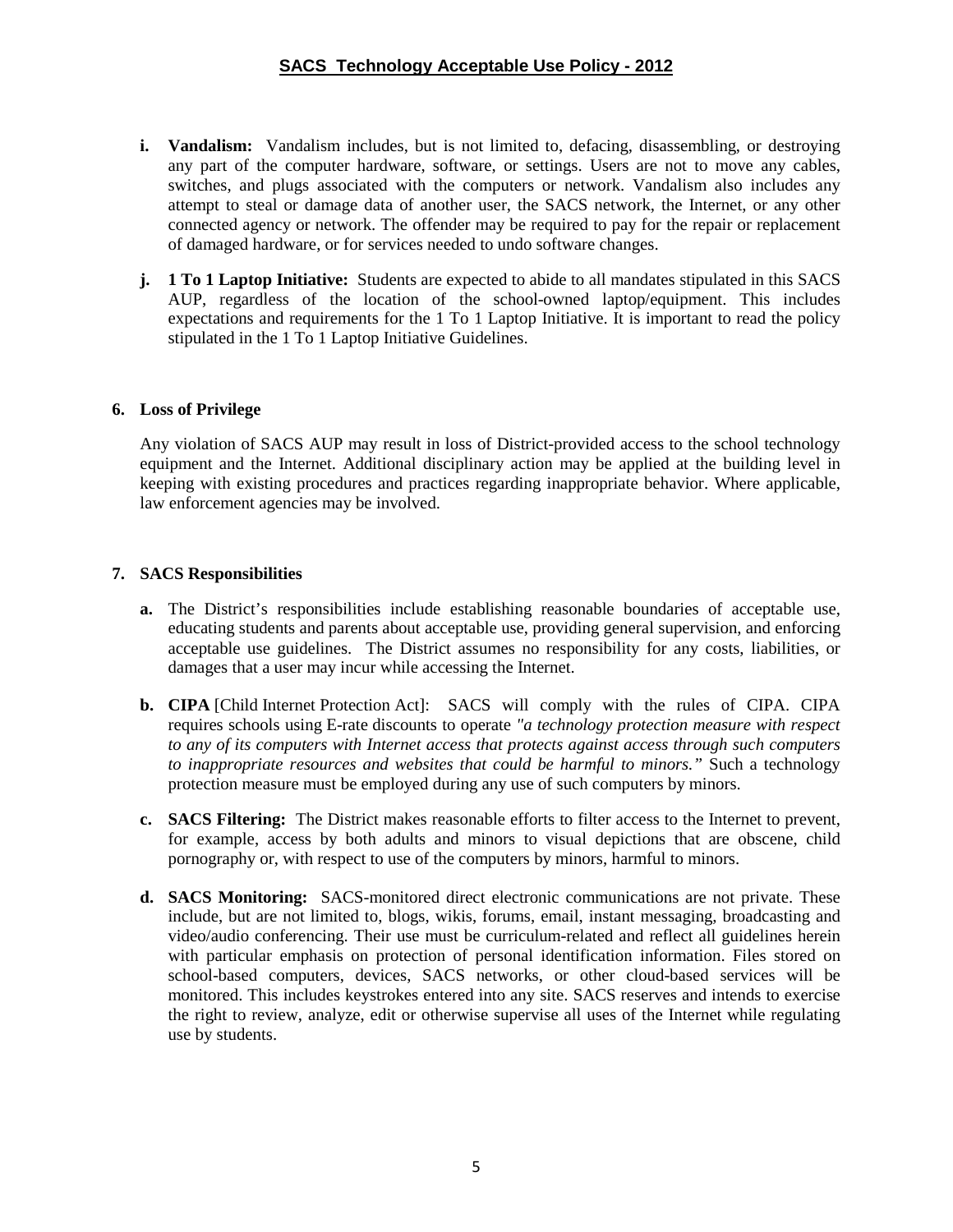- **i. Vandalism:** Vandalism includes, but is not limited to, defacing, disassembling, or destroying any part of the computer hardware, software, or settings. Users are not to move any cables, switches, and plugs associated with the computers or network. Vandalism also includes any attempt to steal or damage data of another user, the SACS network, the Internet, or any other connected agency or network. The offender may be required to pay for the repair or replacement of damaged hardware, or for services needed to undo software changes.

- **j. 1 To 1 Laptop Initiative:** Students are expected to abide to all mandates stipulated in this SACS AUP, regardless of the location of the school-owned laptop/equipment. This includes expectations and requirements for the 1 To 1 Laptop Initiative. It is important to read the policy stipulated in the 1 To 1 Laptop Initiative Guidelines.

## 6. Loss of Privilege

Any violation of SACS AUP may result in loss of District-provided access to the school technology equipment and the Internet. Additional disciplinary action may be applied at the building level in keeping with existing procedures and practices regarding inappropriate behavior. Where applicable, law enforcement agencies may be involved.

## 7. SACS Responsibilities

- **a.** The District's responsibilities include establishing reasonable boundaries of acceptable use, educating students and parents about acceptable use, providing general supervision, and enforcing acceptable use guidelines. The District assumes no responsibility for any costs, liabilities, or damages that a user may incur while accessing the Internet.

- **b. CIPA** [Child Internet Protection Act]: SACS will comply with the rules of CIPA. CIPA requires schools using E-rate discounts to operate *"a technology protection measure with respect to any of its computers with Internet access that protects against access through such computers to inappropriate resources and websites that could be harmful to minors."* Such a technology protection measure must be employed during any use of such computers by minors.

- **c. SACS Filtering:** The District makes reasonable efforts to filter access to the Internet to prevent, for example, access by both adults and minors to visual depictions that are obscene, child pornography or, with respect to use of the computers by minors, harmful to minors.

- **d. SACS Monitoring:** SACS-monitored direct electronic communications are not private. These include, but are not limited to, blogs, wikis, forums, email, instant messaging, broadcasting and video/audio conferencing. Their use must be curriculum-related and reflect all guidelines herein with particular emphasis on protection of personal identification information. Files stored on school-based computers, devices, SACS networks, or other cloud-based services will be monitored. This includes keystrokes entered into any site. SACS reserves and intends to exercise the right to review, analyze, edit or otherwise supervise all uses of the Internet while regulating use by students.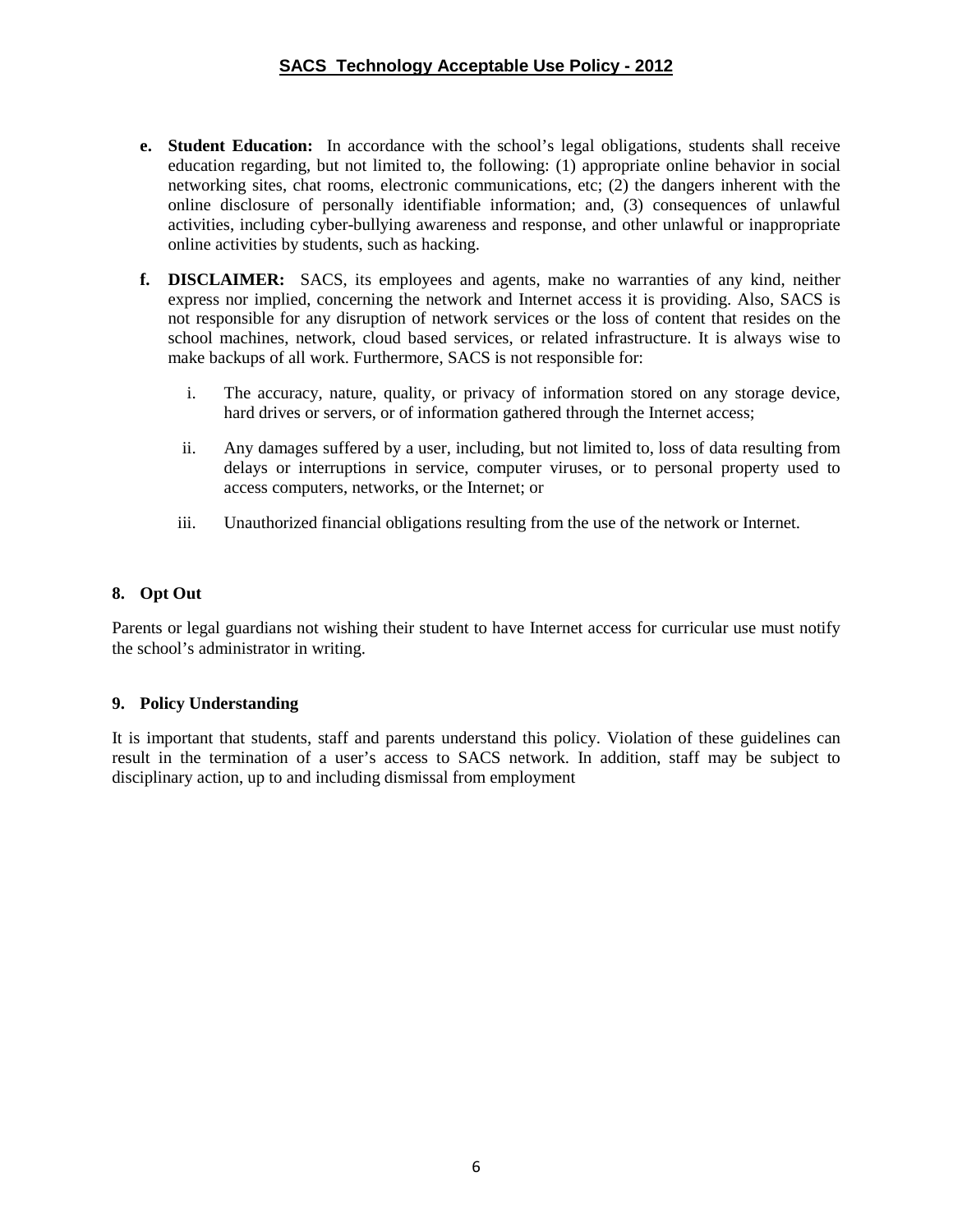e. **Student Education:** In accordance with the school's legal obligations, students shall receive education regarding, but not limited to, the following: (1) appropriate online behavior in social networking sites, chat rooms, electronic communications, etc; (2) the dangers inherent with the online disclosure of personally identifiable information; and, (3) consequences of unlawful activities, including cyber-bullying awareness and response, and other unlawful or inappropriate online activities by students, such as hacking.

f. **DISCLAIMER:** SACS, its employees and agents, make no warranties of any kind, neither express nor implied, concerning the network and Internet access it is providing. Also, SACS is not responsible for any disruption of network services or the loss of content that resides on the school machines, network, cloud based services, or related infrastructure. It is always wise to make backups of all work. Furthermore, SACS is not responsible for:

   i. The accuracy, nature, quality, or privacy of information stored on any storage device, hard drives or servers, or of information gathered through the Internet access;

   ii. Any damages suffered by a user, including, but not limited to, loss of data resulting from delays or interruptions in service, computer viruses, or to personal property used to access computers, networks, or the Internet; or

   iii. Unauthorized financial obligations resulting from the use of the network or Internet.

### 8. Opt Out

Parents or legal guardians not wishing their student to have Internet access for curricular use must notify the school's administrator in writing.

### 9. Policy Understanding

It is important that students, staff and parents understand this policy. Violation of these guidelines can result in the termination of a user's access to SACS network. In addition, staff may be subject to disciplinary action, up to and including dismissal from employment